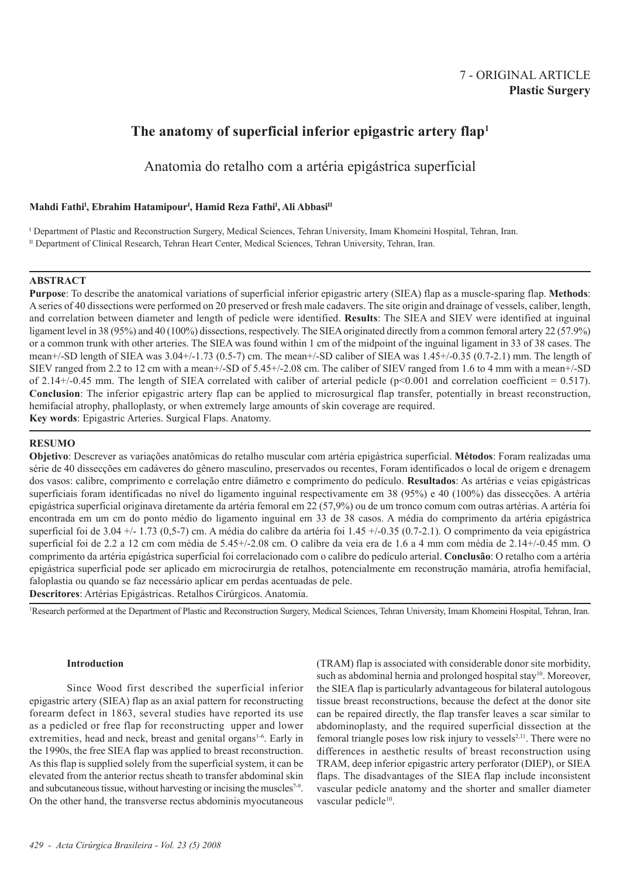7 - ORIGINAL ARTICLE
**Plastic Surgery**

# The anatomy of superficial inferior epigastric artery flap[1]

## Anatomia do retalho com a artéria epigástrica superficial

**Mahdi Fathi[I], Ebrahim Hatamipour[I], Hamid Reza Fathi[I], Ali Abbasi[II]**

[I] Department of Plastic and Reconstruction Surgery, Medical Sciences, Tehran University, Imam Khomeini Hospital, Tehran, Iran.
[II] Department of Clinical Research, Tehran Heart Center, Medical Sciences, Tehran University, Tehran, Iran.

## ABSTRACT

**Purpose**: To describe the anatomical variations of superficial inferior epigastric artery (SIEA) flap as a muscle-sparing flap. **Methods**: A series of 40 dissections were performed on 20 preserved or fresh male cadavers. The site origin and drainage of vessels, caliber, length, and correlation between diameter and length of pedicle were identified. **Results**: The SIEA and SIEV were identified at inguinal ligament level in 38 (95%) and 40 (100%) dissections, respectively. The SIEA originated directly from a common femoral artery 22 (57.9%) or a common trunk with other arteries. The SIEA was found within 1 cm of the midpoint of the inguinal ligament in 33 of 38 cases. The mean+/-SD length of SIEA was 3.04+/-1.73 (0.5-7) cm. The mean+/-SD caliber of SIEA was 1.45+/-0.35 (0.7-2.1) mm. The length of SIEV ranged from 2.2 to 12 cm with a mean+/-SD of 5.45+/-2.08 cm. The caliber of SIEV ranged from 1.6 to 4 mm with a mean+/-SD of 2.14+/-0.45 mm. The length of SIEA correlated with caliber of arterial pedicle ($p<0.001$ and correlation coefficient = 0.517). **Conclusion**: The inferior epigastric artery flap can be applied to microsurgical flap transfer, potentially in breast reconstruction, hemifacial atrophy, phalloplasty, or when extremely large amounts of skin coverage are required.
**Key words**: Epigastric Arteries. Surgical Flaps. Anatomy.

## RESUMO

**Objetivo**: Descrever as variações anatômicas do retalho muscular com artéria epigástrica superficial. **Métodos**: Foram realizadas uma série de 40 dissecções em cadáveres do gênero masculino, preservados ou recentes, Foram identificados o local de origem e drenagem dos vasos: calibre, comprimento e correlação entre diâmetro e comprimento do pedículo. **Resultados**: As artérias e veias epigástricas superficiais foram identificadas no nível do ligamento inguinal respectivamente em 38 (95%) e 40 (100%) das dissecções. A artéria epigástrica superficial originava diretamente da artéria femoral em 22 (57,9%) ou de um tronco comum com outras artérias. A artéria foi encontrada em um cm do ponto médio do ligamento inguinal em 33 de 38 casos. A média do comprimento da artéria epigástrica superficial foi de 3.04 +/- 1.73 (0,5-7) cm. A média do calibre da artéria foi 1.45 +/-0.35 (0.7-2.1). O comprimento da veia epigástrica superficial foi de 2.2 a 12 cm com média de 5.45+/-2.08 cm. O calibre da veia era de 1.6 a 4 mm com média de 2.14+/-0.45 mm. O comprimento da artéria epigástrica superficial foi correlacionado com o calibre do pedículo arterial. **Conclusão**: O retalho com a artéria epigástrica superficial pode ser aplicado em microcirurgia de retalhos, potencialmente em reconstrução mamária, atrofia hemifacial, faloplastia ou quando se faz necessário aplicar em perdas acentuadas de pele.
**Descritores**: Artérias Epigástricas. Retalhos Cirúrgicos. Anatomia.

[1]Research performed at the Department of Plastic and Reconstruction Surgery, Medical Sciences, Tehran University, Imam Khomeini Hospital, Tehran, Iran.

### Introduction

Since Wood first described the superficial inferior epigastric artery (SIEA) flap as an axial pattern for reconstructing forearm defect in 1863, several studies have reported its use as a pedicled or free flap for reconstructing upper and lower extremities, head and neck, breast and genital organs[1-6]. Early in the 1990s, the free SIEA flap was applied to breast reconstruction. As this flap is supplied solely from the superficial system, it can be elevated from the anterior rectus sheath to transfer abdominal skin and subcutaneous tissue, without harvesting or incising the muscles[7-9]. On the other hand, the transverse rectus abdominis myocutaneous (TRAM) flap is associated with considerable donor site morbidity, such as abdominal hernia and prolonged hospital stay[10]. Moreover, the SIEA flap is particularly advantageous for bilateral autologous tissue breast reconstructions, because the defect at the donor site can be repaired directly, the flap transfer leaves a scar similar to abdominoplasty, and the required superficial dissection at the femoral triangle poses low risk injury to vessels[2,11]. There were no differences in aesthetic results of breast reconstruction using TRAM, deep inferior epigastric artery perforator (DIEP), or SIEA flaps. The disadvantages of the SIEA flap include inconsistent vascular pedicle anatomy and the shorter and smaller diameter vascular pedicle[10].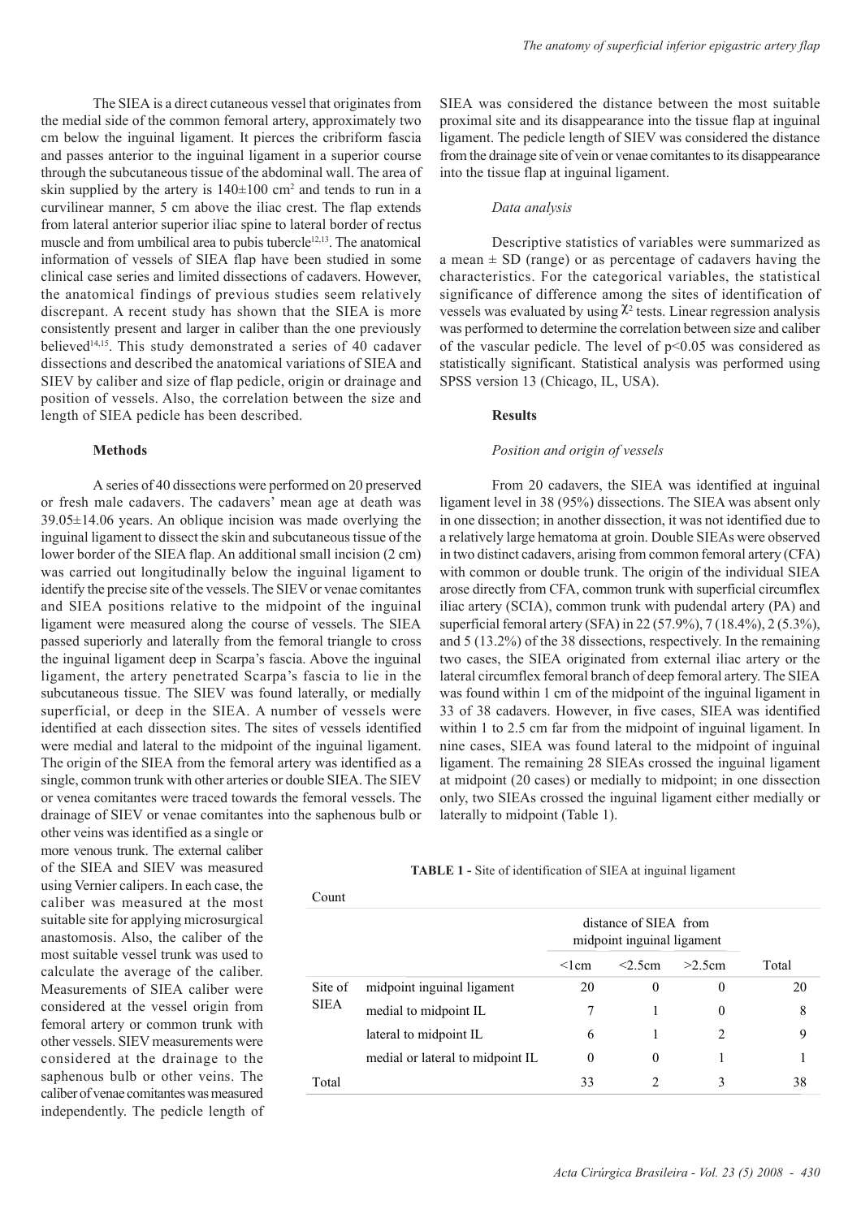The SIEA is a direct cutaneous vessel that originates from the medial side of the common femoral artery, approximately two cm below the inguinal ligament. It pierces the cribriform fascia and passes anterior to the inguinal ligament in a superior course through the subcutaneous tissue of the abdominal wall. The area of skin supplied by the artery is 140±100 cm$^2$ and tends to run in a curvilinear manner, 5 cm above the iliac crest. The flap extends from lateral anterior superior iliac spine to lateral border of rectus muscle and from umbilical area to pubis tubercle[12,13]. The anatomical information of vessels of SIEA flap have been studied in some clinical case series and limited dissections of cadavers. However, the anatomical findings of previous studies seem relatively discrepant. A recent study has shown that the SIEA is more consistently present and larger in caliber than the one previously believed[14,15]. This study demonstrated a series of 40 cadaver dissections and described the anatomical variations of SIEA and SIEV by caliber and size of flap pedicle, origin or drainage and position of vessels. Also, the correlation between the size and length of SIEA pedicle has been described.

## Methods

A series of 40 dissections were performed on 20 preserved or fresh male cadavers. The cadavers' mean age at death was 39.05±14.06 years. An oblique incision was made overlying the inguinal ligament to dissect the skin and subcutaneous tissue of the lower border of the SIEA flap. An additional small incision (2 cm) was carried out longitudinally below the inguinal ligament to identify the precise site of the vessels. The SIEV or venae comitantes and SIEA positions relative to the midpoint of the inguinal ligament were measured along the course of vessels. The SIEA passed superiorly and laterally from the femoral triangle to cross the inguinal ligament deep in Scarpa's fascia. Above the inguinal ligament, the artery penetrated Scarpa's fascia to lie in the subcutaneous tissue. The SIEV was found laterally, or medially superficial, or deep in the SIEA. A number of vessels were identified at each dissection sites. The sites of vessels identified were medial and lateral to the midpoint of the inguinal ligament. The origin of the SIEA from the femoral artery was identified as a single, common trunk with other arteries or double SIEA. The SIEV or venea comitantes were traced towards the femoral vessels. The drainage of SIEV or venae comitantes into the saphenous bulb or other veins was identified as a single or more venous trunk. The external caliber of the SIEA and SIEV was measured using Vernier calipers. In each case, the caliber was measured at the most suitable site for applying microsurgical anastomosis. Also, the caliber of the most suitable vessel trunk was used to calculate the average of the caliber. Measurements of SIEA caliber were considered at the vessel origin from femoral artery or common trunk with other vessels. SIEV measurements were considered at the drainage to the saphenous bulb or other veins. The caliber of venae comitantes was measured independently. The pedicle length of SIEA was considered the distance between the most suitable proximal site and its disappearance into the tissue flap at inguinal ligament. The pedicle length of SIEV was considered the distance from the drainage site of vein or venae comitantes to its disappearance into the tissue flap at inguinal ligament.

### *Data analysis*

Descriptive statistics of variables were summarized as a mean ± SD (range) or as percentage of cadavers having the characteristics. For the categorical variables, the statistical significance of difference among the sites of identification of vessels was evaluated by using $\chi^2$ tests. Linear regression analysis was performed to determine the correlation between size and caliber of the vascular pedicle. The level of $p<0.05$ was considered as statistically significant. Statistical analysis was performed using SPSS version 13 (Chicago, IL, USA).

## Results

### *Position and origin of vessels*

From 20 cadavers, the SIEA was identified at inguinal ligament level in 38 (95%) dissections. The SIEA was absent only in one dissection; in another dissection, it was not identified due to a relatively large hematoma at groin. Double SIEAs were observed in two distinct cadavers, arising from common femoral artery (CFA) with common or double trunk. The origin of the individual SIEA arose directly from CFA, common trunk with superficial circumflex iliac artery (SCIA), common trunk with pudendal artery (PA) and superficial femoral artery (SFA) in 22 (57.9%), 7 (18.4%), 2 (5.3%), and 5 (13.2%) of the 38 dissections, respectively. In the remaining two cases, the SIEA originated from external iliac artery or the lateral circumflex femoral branch of deep femoral artery. The SIEA was found within 1 cm of the midpoint of the inguinal ligament in 33 of 38 cadavers. However, in five cases, SIEA was identified within 1 to 2.5 cm far from the midpoint of inguinal ligament. In nine cases, SIEA was found lateral to the midpoint of inguinal ligament. The remaining 28 SIEAs crossed the inguinal ligament at midpoint (20 cases) or medially to midpoint; in one dissection only, two SIEAs crossed the inguinal ligament either medially or laterally to midpoint (Table 1).

**TABLE 1 -** Site of identification of SIEA at inguinal ligament

Count

| | | distance of SIEA from midpoint inguinal ligament | | | |
|---|---|---|---|---|---|
| | | <1cm | <2.5cm | >2.5cm | Total |
| Site of SIEA | midpoint inguinal ligament | 20 | 0 | 0 | 20 |
| | medial to midpoint IL | 7 | 1 | 0 | 8 |
| | lateral to midpoint IL | 6 | 1 | 2 | 9 |
| | medial or lateral to midpoint IL | 0 | 0 | 1 | 1 |
| Total | | 33 | 2 | 3 | 38 |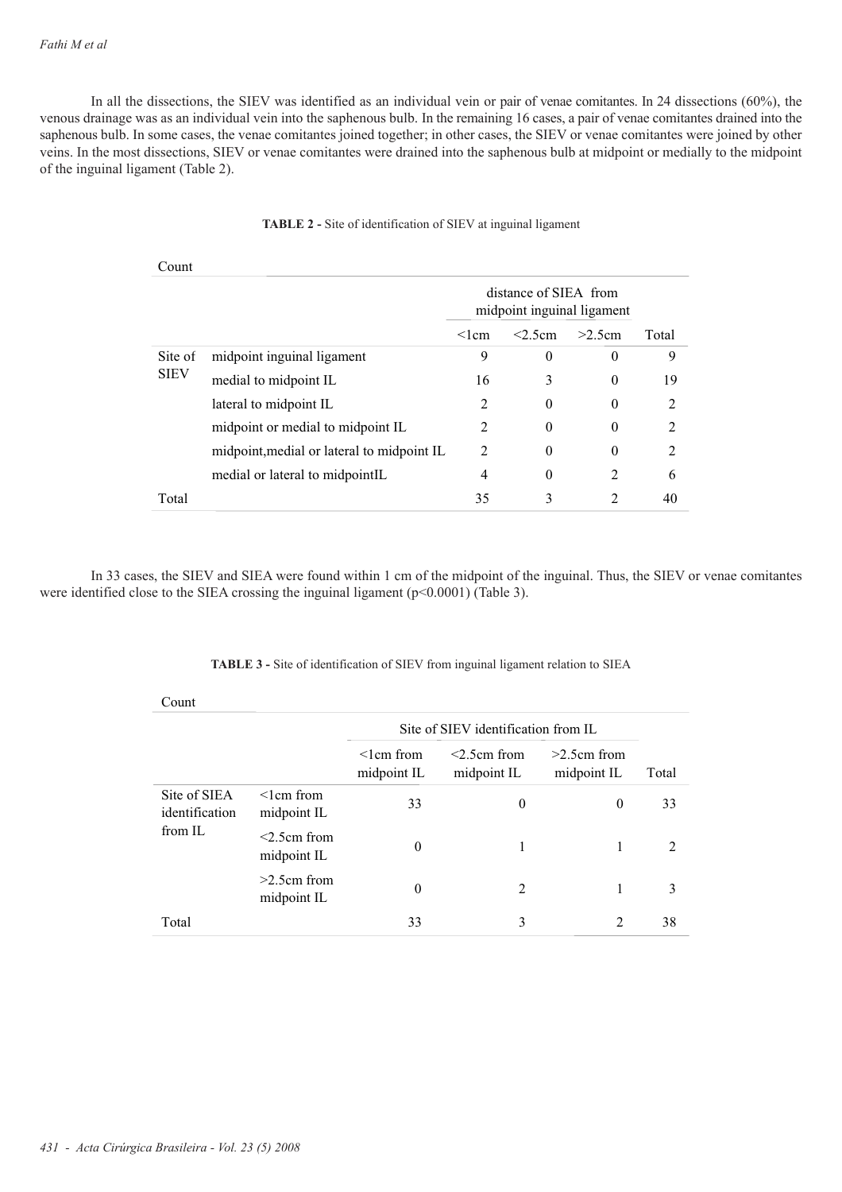In all the dissections, the SIEV was identified as an individual vein or pair of venae comitantes. In 24 dissections (60%), the venous drainage was as an individual vein into the saphenous bulb. In the remaining 16 cases, a pair of venae comitantes drained into the saphenous bulb. In some cases, the venae comitantes joined together; in other cases, the SIEV or venae comitantes were joined by other veins. In the most dissections, SIEV or venae comitantes were drained into the saphenous bulb at midpoint or medially to the midpoint of the inguinal ligament (Table 2).

**TABLE 2 -** Site of identification of SIEV at inguinal ligament

Count

| | | distance of SIEA from midpoint inguinal ligament | | | |
|---|---|---|---|---|---|
| | | <1cm | <2.5cm | >2.5cm | Total |
| Site of SIEV | midpoint inguinal ligament | 9 | 0 | 0 | 9 |
| | medial to midpoint IL | 16 | 3 | 0 | 19 |
| | lateral to midpoint IL | 2 | 0 | 0 | 2 |
| | midpoint or medial to midpoint IL | 2 | 0 | 0 | 2 |
| | midpoint,medial or lateral to midpoint IL | 2 | 0 | 0 | 2 |
| | medial or lateral to midpointIL | 4 | 0 | 2 | 6 |
| Total | | 35 | 3 | 2 | 40 |

In 33 cases, the SIEV and SIEA were found within 1 cm of the midpoint of the inguinal. Thus, the SIEV or venae comitantes were identified close to the SIEA crossing the inguinal ligament ($p<0.0001$) (Table 3).

**TABLE 3 -** Site of identification of SIEV from inguinal ligament relation to SIEA

Count

| | | Site of SIEV identification from IL | | | |
|---|---|---|---|---|---|
| | | <1cm from midpoint IL | <2.5cm from midpoint IL | >2.5cm from midpoint IL | Total |
| Site of SIEA identification from IL | <1cm from midpoint IL | 33 | 0 | 0 | 33 |
| | <2.5cm from midpoint IL | 0 | 1 | 1 | 2 |
| | >2.5cm from midpoint IL | 0 | 2 | 1 | 3 |
| Total | | 33 | 3 | 2 | 38 |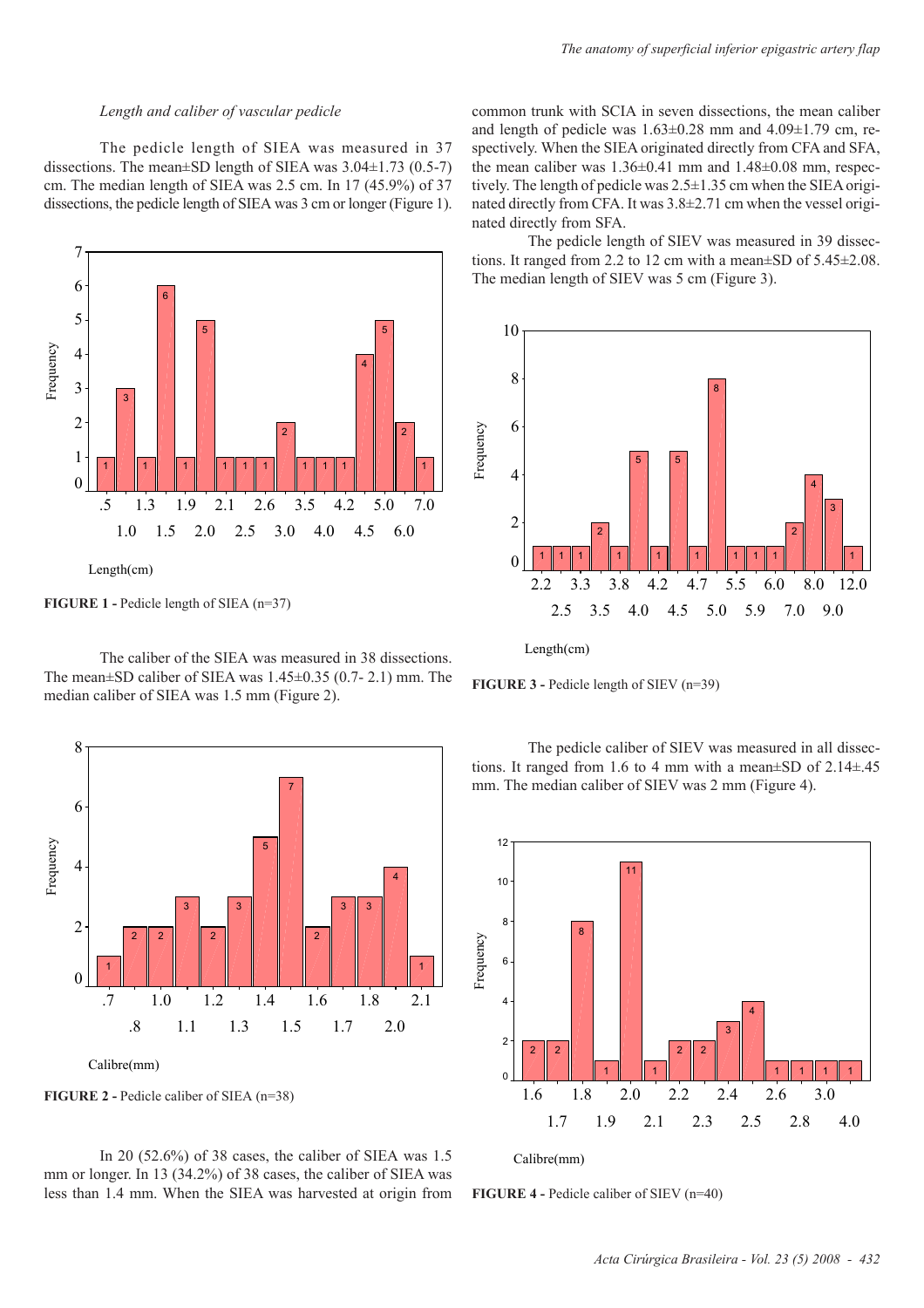*Length and caliber of vascular pedicle*

The pedicle length of SIEA was measured in 37 dissections. The mean±SD length of SIEA was 3.04±1.73 (0.5-7) cm. The median length of SIEA was 2.5 cm. In 17 (45.9%) of 37 dissections, the pedicle length of SIEA was 3 cm or longer (Figure 1).

**FIGURE 1 -** Pedicle length of SIEA (n=37)

The caliber of the SIEA was measured in 38 dissections. The mean±SD caliber of SIEA was 1.45±0.35 (0.7- 2.1) mm. The median caliber of SIEA was 1.5 mm (Figure 2).

**FIGURE 2 -** Pedicle caliber of SIEA (n=38)

In 20 (52.6%) of 38 cases, the caliber of SIEA was 1.5 mm or longer. In 13 (34.2%) of 38 cases, the caliber of SIEA was less than 1.4 mm. When the SIEA was harvested at origin from common trunk with SCIA in seven dissections, the mean caliber and length of pedicle was 1.63±0.28 mm and 4.09±1.79 cm, respectively. When the SIEA originated directly from CFA and SFA, the mean caliber was 1.36±0.41 mm and 1.48±0.08 mm, respectively. The length of pedicle was 2.5±1.35 cm when the SIEA originated directly from CFA. It was 3.8±2.71 cm when the vessel originated directly from SFA.

The pedicle length of SIEV was measured in 39 dissections. It ranged from 2.2 to 12 cm with a mean±SD of 5.45±2.08. The median length of SIEV was 5 cm (Figure 3).

**FIGURE 3 -** Pedicle length of SIEV (n=39)

The pedicle caliber of SIEV was measured in all dissections. It ranged from 1.6 to 4 mm with a mean±SD of 2.14±.45 mm. The median caliber of SIEV was 2 mm (Figure 4).

**FIGURE 4 -** Pedicle caliber of SIEV (n=40)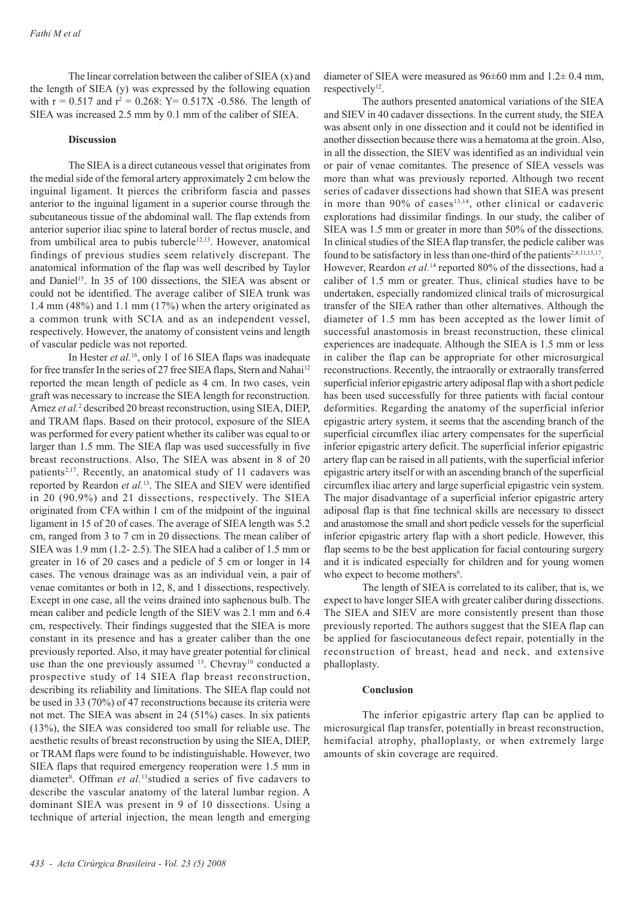The linear correlation between the caliber of SIEA (x) and the length of SIEA (y) was expressed by the following equation with $r = 0.517$ and $r^2 = 0.268$: $Y = 0.517X - 0.586$. The length of SIEA was increased 2.5 mm by 0.1 mm of the caliber of SIEA.

## Discussion

The SIEA is a direct cutaneous vessel that originates from the medial side of the femoral artery approximately 2 cm below the inguinal ligament. It pierces the cribriform fascia and passes anterior to the inguinal ligament in a superior course through the subcutaneous tissue of the abdominal wall. The flap extends from anterior superior iliac spine to lateral border of rectus muscle, and from umbilical area to pubis tubercle[12,13]. However, anatomical findings of previous studies seem relatively discrepant. The anatomical information of the flap was well described by Taylor and Daniel[15]. In 35 of 100 dissections, the SIEA was absent or could not be identified. The average caliber of SIEA trunk was 1.4 mm (48%) and 1.1 mm (17%) when the artery originated as a common trunk with SCIA and as an independent vessel, respectively. However, the anatomy of consistent veins and length of vascular pedicle was not reported.

In Hester *et al.*[16], only 1 of 16 SIEA flaps was inadequate for free transfer In the series of 27 free SIEA flaps, Stern and Nahai[12] reported the mean length of pedicle as 4 cm. In two cases, vein graft was necessary to increase the SIEA length for reconstruction. Arnez *et al.*[2] described 20 breast reconstruction, using SIEA, DIEP, and TRAM flaps. Based on their protocol, exposure of the SIEA was performed for every patient whether its caliber was equal to or larger than 1.5 mm. The SIEA flap was used successfully in five breast reconstructions. Also, The SIEA was absent in 8 of 20 patients[2,17]. Recently, an anatomical study of 11 cadavers was reported by Reardon *et al.*[13]. The SIEA and SIEV were identified in 20 (90.9%) and 21 dissections, respectively. The SIEA originated from CFA within 1 cm of the midpoint of the inguinal ligament in 15 of 20 cases. The average of SIEA length was 5.2 cm, ranged from 3 to 7 cm in 20 dissections. The mean caliber of SIEA was 1.9 mm (1.2- 2.5). The SIEA had a caliber of 1.5 mm or greater in 16 of 20 cases and a pedicle of 5 cm or longer in 14 cases. The venous drainage was as an individual vein, a pair of venae comitantes or both in 12, 8, and 1 dissections, respectively. Except in one case, all the veins drained into saphenous bulb. The mean caliber and pedicle length of the SIEV was 2.1 mm and 6.4 cm, respectively. Their findings suggested that the SIEA is more constant in its presence and has a greater caliber than the one previously reported. Also, it may have greater potential for clinical use than the one previously assumed [13]. Chevray[10] conducted a prospective study of 14 SIEA flap breast reconstruction, describing its reliability and limitations. The SIEA flap could not be used in 33 (70%) of 47 reconstructions because its criteria were not met. The SIEA was absent in 24 (51%) cases. In six patients (13%), the SIEA was considered too small for reliable use. The aesthetic results of breast reconstruction by using the SIEA, DIEP, or TRAM flaps were found to be indistinguishable. However, two SIEA flaps that required emergency reoperation were 1.5 mm in diameter[8]. Offman *et al.*[13]studied a series of five cadavers to describe the vascular anatomy of the lateral lumbar region. A dominant SIEA was present in 9 of 10 dissections. Using a technique of arterial injection, the mean length and emerging diameter of SIEA were measured as 96±60 mm and 1.2± 0.4 mm, respectively[12].

The authors presented anatomical variations of the SIEA and SIEV in 40 cadaver dissections. In the current study, the SIEA was absent only in one dissection and it could not be identified in another dissection because there was a hematoma at the groin. Also, in all the dissection, the SIEV was identified as an individual vein or pair of venae comitantes. The presence of SIEA vessels was more than what was previously reported. Although two recent series of cadaver dissections had shown that SIEA was present in more than 90% of cases[13,14], other clinical or cadaveric explorations had dissimilar findings. In our study, the caliber of SIEA was 1.5 mm or greater in more than 50% of the dissections. In clinical studies of the SIEA flap transfer, the pedicle caliber was found to be satisfactory in less than one-third of the patients[2,8,11,15,17]. However, Reardon *et al.*[14] reported 80% of the dissections, had a caliber of 1.5 mm or greater. Thus, clinical studies have to be undertaken, especially randomized clinical trails of microsurgical transfer of the SIEA rather than other alternatives. Although the diameter of 1.5 mm has been accepted as the lower limit of successful anastomosis in breast reconstruction, these clinical experiences are inadequate. Although the SIEA is 1.5 mm or less in caliber the flap can be appropriate for other microsurgical reconstructions. Recently, the intraorally or extraorally transferred superficial inferior epigastric artery adiposal flap with a short pedicle has been used successfully for three patients with facial contour deformities. Regarding the anatomy of the superficial inferior epigastric artery system, it seems that the ascending branch of the superficial circumflex iliac artery compensates for the superficial inferior epigastric artery deficit. The superficial inferior epigastric artery flap can be raised in all patients, with the superficial inferior epigastric artery itself or with an ascending branch of the superficial circumflex iliac artery and large superficial epigastric vein system. The major disadvantage of a superficial inferior epigastric artery adiposal flap is that fine technical skills are necessary to dissect and anastomose the small and short pedicle vessels for the superficial inferior epigastric artery flap with a short pedicle. However, this flap seems to be the best application for facial contouring surgery and it is indicated especially for children and for young women who expect to become mothers[6].

The length of SIEA is correlated to its caliber, that is, we expect to have longer SIEA with greater caliber during dissections. The SIEA and SIEV are more consistently present than those previously reported. The authors suggest that the SIEA flap can be applied for fasciocutaneous defect repair, potentially in the reconstruction of breast, head and neck, and extensive phalloplasty.

## Conclusion

The inferior epigastric artery flap can be applied to microsurgical flap transfer, potentially in breast reconstruction, hemifacial atrophy, phalloplasty, or when extremely large amounts of skin coverage are required.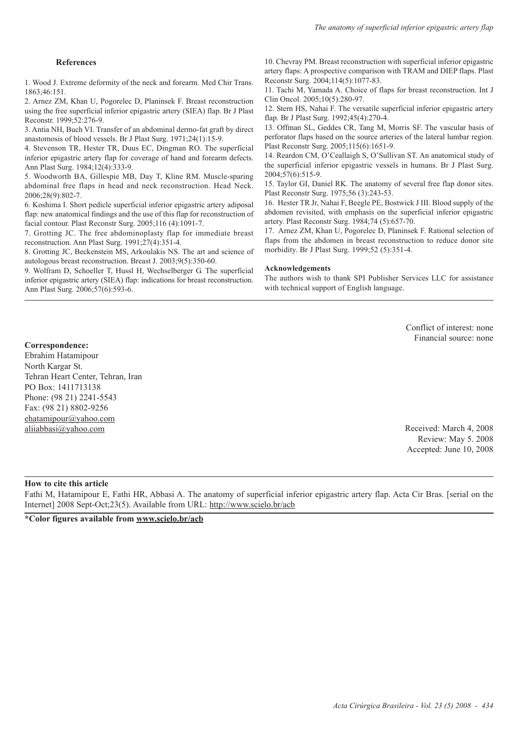## References

1. Wood J. Extreme deformity of the neck and forearm. Med Chir Trans. 1863;46:151.
2. Arnez ZM, Khan U, Pogorelec D, Planinsek F. Breast reconstruction using the free superficial inferior epigastric artery (SIEA) flap. Br J Plast Reconstr. 1999;52:276-9.
3. Antia NH, Buch VI. Transfer of an abdominal dermo-fat graft by direct anastomosis of blood vessels. Br J Plast Surg. 1971;24(1):15-9.
4. Stevenson TR, Hester TR, Duus EC, Dingman RO. The superficial inferior epigastric artery flap for coverage of hand and forearm defects. Ann Plast Surg. 1984;12(4):333-9.
5. Woodworth BA, Gillespie MB, Day T, Kline RM. Muscle-sparing abdominal free flaps in head and neck reconstruction. Head Neck. 2006;28(9):802-7.
6. Koshima I. Short pedicle superficial inferior epigastric artery adiposal flap: new anatomical findings and the use of this flap for reconstruction of facial contour. Plast Reconstr Surg. 2005;116 (4):1091-7.
7. Grotting JC. The free abdominoplasty flap for immediate breast reconstruction. Ann Plast Surg. 1991;27(4):351-4.
8. Grotting JC, Beckenstein MS, Arkoulakis NS. The art and science of autologous breast reconstruction. Breast J. 2003;9(5):350-60.
9. Wolfram D, Schoeller T, Hussl H, Wechselberger G. The superficial inferior epigastric artery (SIEA) flap: indications for breast reconstruction. Ann Plast Surg. 2006;57(6):593-6.
10. Chevray PM. Breast reconstruction with superficial inferior epigastric artery flaps: A prospective comparison with TRAM and DIEP flaps. Plast Reconstr Surg. 2004;114(5):1077-83.
11. Tachi M, Yamada A. Choice of flaps for breast reconstruction. Int J Clin Oncol. 2005;10(5):280-97.
12. Stern HS, Nahai F. The versatile superficial inferior epigastric artery flap. Br J Plast Surg. 1992;45(4):270-4.
13. Offman SL, Geddes CR, Tang M, Morris SF. The vascular basis of perforator flaps based on the source arteries of the lateral lumbar region. Plast Reconstr Surg. 2005;115(6):1651-9.
14. Reardon CM, O'Ceallaigh S, O'Sullivan ST. An anatomical study of the superficial inferior epigastric vessels in humans. Br J Plast Surg. 2004;57(6):515-9.
15. Taylor GI, Daniel RK. The anatomy of several free flap donor sites. Plast Reconstr Surg. 1975;56 (3):243-53.
16. Hester TR Jr, Nahai F, Beegle PE, Bostwick J III. Blood supply of the abdomen revisited, with emphasis on the superficial inferior epigastric artery. Plast Reconstr Surg. 1984;74 (5):657-70.
17. Arnez ZM, Khan U, Pogorelec D, Planinsek F. Rational selection of flaps from the abdomen in breast reconstruction to reduce donor site morbidity. Br J Plast Surg. 1999;52 (5):351-4.

**Acknowledgements**

The authors wish to thank SPI Publisher Services LLC for assistance with technical support of English language.

**Correspondence:**
Ebrahim Hatamipour
North Kargar St.
Tehran Heart Center, Tehran, Iran
PO Box: 1411713138
Phone: (98 21) 2241-5543
Fax: (98 21) 8802-9256
ehatamipour@yahoo.com
aliiabbasi@yahoo.com

Conflict of interest: none
Financial source: none

Received: March 4, 2008
Review: May 5. 2008
Accepted: June 10, 2008

**How to cite this article**

Fathi M, Hatamipour E, Fathi HR, Abbasi A. The anatomy of superficial inferior epigastric artery flap. Acta Cir Bras. [serial on the Internet] 2008 Sept-Oct;23(5). Available from URL: http://www.scielo.br/acb

**\*Color figures available from www.scielo.br/acb**